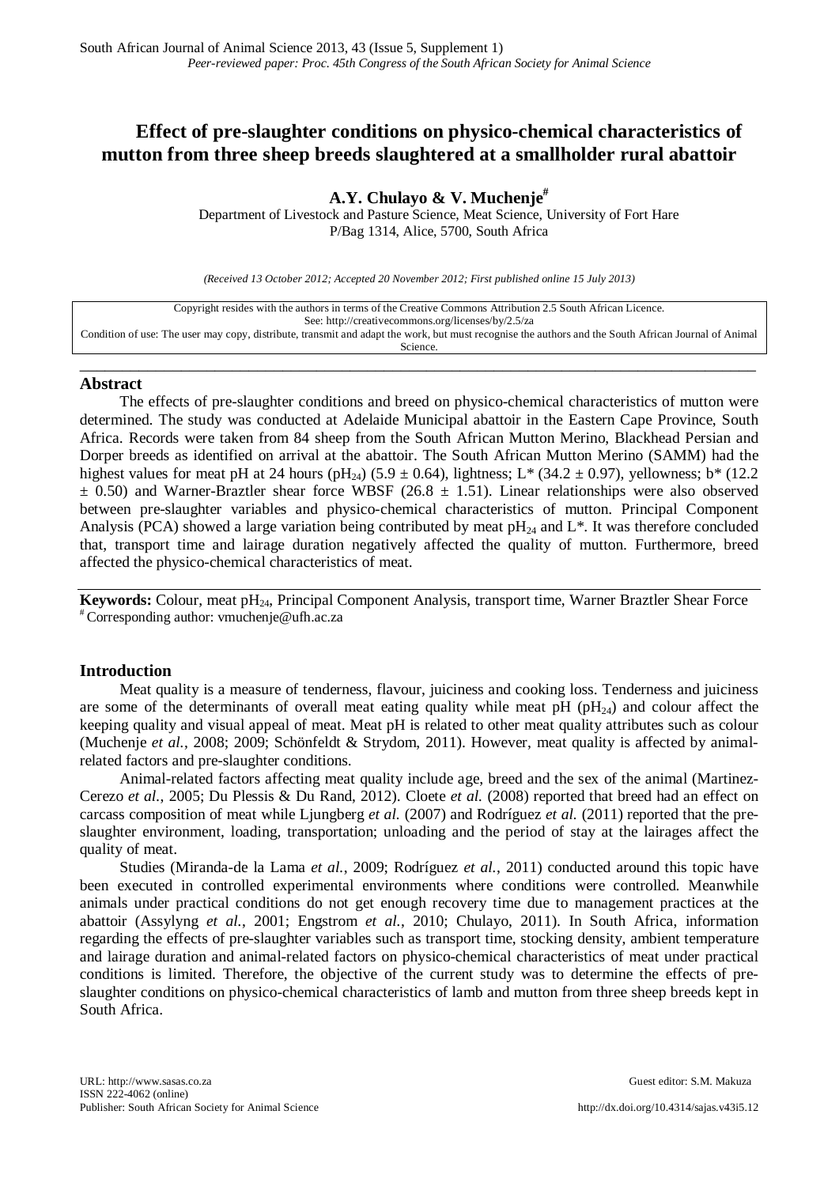# Effect of pre-slaughter conditions on physico-chemical characteristics of mutton from three sheep breeds slaughtered at a smallholder rural abattoir

**A.Y. Chulayo & V. Muchenje[#]**

Department of Livestock and Pasture Science, Meat Science, University of Fort Hare
P/Bag 1314, Alice, 5700, South Africa

*(Received 13 October 2012; Accepted 20 November 2012; First published online 15 July 2013)*

Copyright resides with the authors in terms of the Creative Commons Attribution 2.5 South African Licence.
See: http://creativecommons.org/licenses/by/2.5/za
Condition of use: The user may copy, distribute, transmit and adapt the work, but must recognise the authors and the South African Journal of Animal Science.

## Abstract

The effects of pre-slaughter conditions and breed on physico-chemical characteristics of mutton were determined. The study was conducted at Adelaide Municipal abattoir in the Eastern Cape Province, South Africa. Records were taken from 84 sheep from the South African Mutton Merino, Blackhead Persian and Dorper breeds as identified on arrival at the abattoir. The South African Mutton Merino (SAMM) had the highest values for meat pH at 24 hours ($pH_{24}$) (5.9 ± 0.64), lightness; L* (34.2 ± 0.97), yellowness; b* (12.2 ± 0.50) and Warner-Braztler shear force WBSF (26.8 ± 1.51). Linear relationships were also observed between pre-slaughter variables and physico-chemical characteristics of mutton. Principal Component Analysis (PCA) showed a large variation being contributed by meat $pH_{24}$ and L*. It was therefore concluded that, transport time and lairage duration negatively affected the quality of mutton. Furthermore, breed affected the physico-chemical characteristics of meat.

**Keywords:** Colour, meat $pH_{24}$, Principal Component Analysis, transport time, Warner Braztler Shear Force
[#] Corresponding author: vmuchenje@ufh.ac.za

## Introduction

Meat quality is a measure of tenderness, flavour, juiciness and cooking loss. Tenderness and juiciness are some of the determinants of overall meat eating quality while meat pH ($pH_{24}$) and colour affect the keeping quality and visual appeal of meat. Meat pH is related to other meat quality attributes such as colour (Muchenje *et al.*, 2008; 2009; Schönfeldt & Strydom, 2011). However, meat quality is affected by animal-related factors and pre-slaughter conditions.

Animal-related factors affecting meat quality include age, breed and the sex of the animal (Martinez-Cerezo *et al.*, 2005; Du Plessis & Du Rand, 2012). Cloete *et al.* (2008) reported that breed had an effect on carcass composition of meat while Ljungberg *et al.* (2007) and Rodríguez *et al.* (2011) reported that the pre-slaughter environment, loading, transportation; unloading and the period of stay at the lairages affect the quality of meat.

Studies (Miranda-de la Lama *et al.*, 2009; Rodríguez *et al.*, 2011) conducted around this topic have been executed in controlled experimental environments where conditions were controlled. Meanwhile animals under practical conditions do not get enough recovery time due to management practices at the abattoir (Assylyng *et al.*, 2001; Engstrom *et al.*, 2010; Chulayo, 2011). In South Africa, information regarding the effects of pre-slaughter variables such as transport time, stocking density, ambient temperature and lairage duration and animal-related factors on physico-chemical characteristics of meat under practical conditions is limited. Therefore, the objective of the current study was to determine the effects of pre-slaughter conditions on physico-chemical characteristics of lamb and mutton from three sheep breeds kept in South Africa.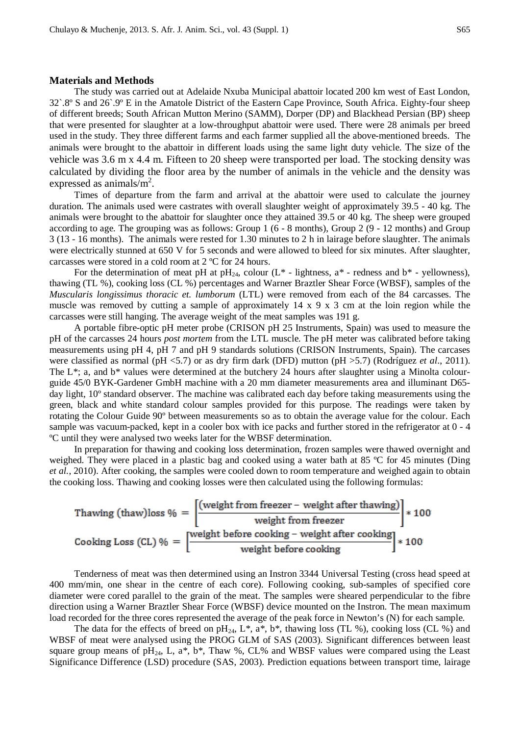## Materials and Methods

The study was carried out at Adelaide Nxuba Municipal abattoir located 200 km west of East London, 32`.8º S and 26`.9º E in the Amatole District of the Eastern Cape Province, South Africa. Eighty-four sheep of different breeds; South African Mutton Merino (SAMM), Dorper (DP) and Blackhead Persian (BP) sheep that were presented for slaughter at a low-throughput abattoir were used. There were 28 animals per breed used in the study. They three different farms and each farmer supplied all the above-mentioned breeds. The animals were brought to the abattoir in different loads using the same light duty vehicle. The size of the vehicle was 3.6 m x 4.4 m. Fifteen to 20 sheep were transported per load. The stocking density was calculated by dividing the floor area by the number of animals in the vehicle and the density was expressed as animals/m$^2$.

Times of departure from the farm and arrival at the abattoir were used to calculate the journey duration. The animals used were castrates with overall slaughter weight of approximately 39.5 - 40 kg. The animals were brought to the abattoir for slaughter once they attained 39.5 or 40 kg. The sheep were grouped according to age. The grouping was as follows: Group 1 (6 - 8 months), Group 2 (9 - 12 months) and Group 3 (13 - 16 months). The animals were rested for 1.30 minutes to 2 h in lairage before slaughter. The animals were electrically stunned at 650 V for 5 seconds and were allowed to bleed for six minutes. After slaughter, carcasses were stored in a cold room at 2 ºC for 24 hours.

For the determination of meat pH at $pH_{24}$, colour (L* - lightness, a* - redness and b* - yellowness), thawing (TL %), cooking loss (CL %) percentages and Warner Braztler Shear Force (WBSF), samples of the *Muscularis longissimus thoracic et. lumborum* (LTL) were removed from each of the 84 carcasses. The muscle was removed by cutting a sample of approximately 14 x 9 x 3 cm at the loin region while the carcasses were still hanging. The average weight of the meat samples was 191 g.

A portable fibre-optic pH meter probe (CRISON pH 25 Instruments, Spain) was used to measure the pH of the carcasses 24 hours *post mortem* from the LTL muscle. The pH meter was calibrated before taking measurements using pH 4, pH 7 and pH 9 standards solutions (CRISON Instruments, Spain). The carcases were classified as normal (pH <5.7) or as dry firm dark (DFD) mutton (pH >5.7) (Rodríguez *et al*., 2011). The L*; a, and b* values were determined at the butchery 24 hours after slaughter using a Minolta colour-guide 45/0 BYK-Gardener GmbH machine with a 20 mm diameter measurements area and illuminant D65-day light, 10º standard observer. The machine was calibrated each day before taking measurements using the green, black and white standard colour samples provided for this purpose. The readings were taken by rotating the Colour Guide 90º between measurements so as to obtain the average value for the colour. Each sample was vacuum-packed, kept in a cooler box with ice packs and further stored in the refrigerator at 0 - 4 ºC until they were analysed two weeks later for the WBSF determination.

In preparation for thawing and cooking loss determination, frozen samples were thawed overnight and weighed. They were placed in a plastic bag and cooked using a water bath at 85 ºC for 45 minutes (Ding *et al.*, 2010). After cooking, the samples were cooled down to room temperature and weighed again to obtain the cooking loss. Thawing and cooking losses were then calculated using the following formulas:

$$\text{Thawing (thaw)loss \%} = \left[\frac{(\text{weight from freezer} - \text{weight after thawing})}{\text{weight from freezer}}\right] * 100$$

$$\text{Cooking Loss (CL) \%} = \left[\frac{\text{weight before cooking} - \text{weight after cooking}}{\text{weight before cooking}}\right] * 100$$

Tenderness of meat was then determined using an Instron 3344 Universal Testing (cross head speed at 400 mm/min, one shear in the centre of each core). Following cooking, sub-samples of specified core diameter were cored parallel to the grain of the meat. The samples were sheared perpendicular to the fibre direction using a Warner Braztler Shear Force (WBSF) device mounted on the Instron. The mean maximum load recorded for the three cores represented the average of the peak force in Newton's (N) for each sample.

The data for the effects of breed on $pH_{24}$, L*, a*, b*, thawing loss (TL %), cooking loss (CL %) and WBSF of meat were analysed using the PROG GLM of SAS (2003). Significant differences between least square group means of $pH_{24}$, L, a*, b*, Thaw %, CL% and WBSF values were compared using the Least Significance Difference (LSD) procedure (SAS, 2003). Prediction equations between transport time, lairage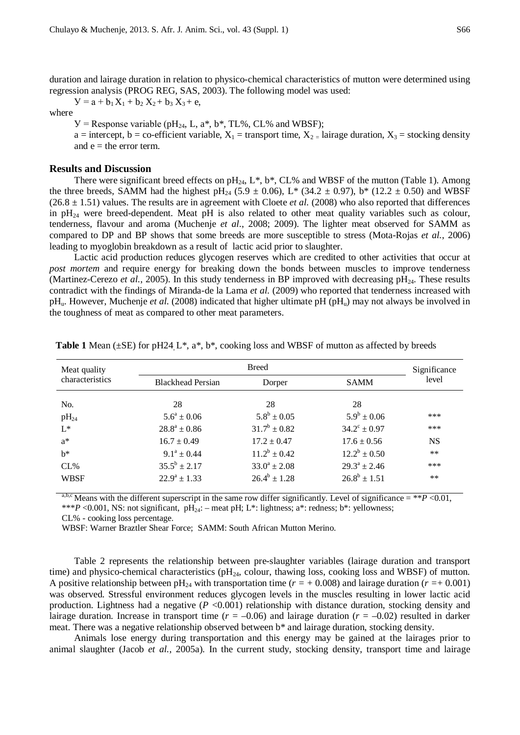duration and lairage duration in relation to physico-chemical characteristics of mutton were determined using regression analysis (PROG REG, SAS, 2003). The following model was used:

$$У = a + b_1 X_1 + b_2 X_2 + b_3 X_3 + e,$$

where

У = Response variable ($pH_{24}$, L, a*, b*, TL%, CL% and WBSF);

a = intercept, b = co-efficient variable, $X_1$ = transport time, $X_2$ = lairage duration, $X_3$ = stocking density and e = the error term.

## Results and Discussion

There were significant breed effects on $pH_{24}$, L*, b*, CL% and WBSF of the mutton (Table 1). Among the three breeds, SAMM had the highest $pH_{24}$ (5.9 ± 0.06), L* (34.2 ± 0.97), b* (12.2 ± 0.50) and WBSF (26.8 ± 1.51) values. The results are in agreement with Cloete *et al.* (2008) who also reported that differences in $pH_{24}$ were breed-dependent. Meat pH is also related to other meat quality variables such as colour, tenderness, flavour and aroma (Muchenje *et al.*, 2008; 2009). The lighter meat observed for SAMM as compared to DP and BP shows that some breeds are more susceptible to stress (Mota-Rojas *et al.*, 2006) leading to myoglobin breakdown as a result of lactic acid prior to slaughter.

Lactic acid production reduces glycogen reserves which are credited to other activities that occur at *post mortem* and require energy for breaking down the bonds between muscles to improve tenderness (Martinez-Cerezo *et al.*, 2005). In this study tenderness in BP improved with decreasing $pH_{24}$. These results contradict with the findings of Miranda-de la Lama *et al.* (2009) who reported that tenderness increased with $pH_u$. However, Muchenje *et al.* (2008) indicated that higher ultimate pH ($pH_u$) may not always be involved in the toughness of meat as compared to other meat parameters.

**Table 1** Mean (±SE) for pH24, L*, a*, b*, cooking loss and WBSF of mutton as affected by breeds

| Meat quality characteristics | Breed | | | Significance level |
|---|---|---|---|---|
| | Blackhead Persian | Dorper | SAMM | |
| No. | 28 | 28 | 28 | |
| $pH_{24}$ | $5.6^a \pm 0.06$ | $5.8^b \pm 0.05$ | $5.9^b \pm 0.06$ | *** |
| L* | $28.8^a \pm 0.86$ | $31.7^b \pm 0.82$ | $34.2^c \pm 0.97$ | *** |
| a* | $16.7 \pm 0.49$ | $17.2 \pm 0.47$ | $17.6 \pm 0.56$ | NS |
| b* | $9.1^a \pm 0.44$ | $11.2^b \pm 0.42$ | $12.2^b \pm 0.50$ | ** |
| CL% | $35.5^b \pm 2.17$ | $33.0^a \pm 2.08$ | $29.3^a \pm 2.46$ | *** |
| WBSF | $22.9^a \pm 1.33$ | $26.4^b \pm 1.28$ | $26.8^b \pm 1.51$ | ** |

[a,b,c] Means with the different superscript in the same row differ significantly. Level of significance = \*\**P* <0.01, \*\*\**P* <0.001, NS: not significant, $pH_{24}$: – meat pH; L*: lightness; a*: redness; b*: yellowness;
CL% - cooking loss percentage.
WBSF: Warner Braztler Shear Force; SAMM: South African Mutton Merino.

Table 2 represents the relationship between pre-slaughter variables (lairage duration and transport time) and physico-chemical characteristics ($pH_{24}$, colour, thawing loss, cooking loss and WBSF) of mutton. A positive relationship between $pH_{24}$ with transportation time ($r$ = + 0.008) and lairage duration ($r$ =+ 0.001) was observed. Stressful environment reduces glycogen levels in the muscles resulting in lower lactic acid production. Lightness had a negative ($P$ <0.001) relationship with distance duration, stocking density and lairage duration. Increase in transport time ($r$ = –0.06) and lairage duration ($r$ = –0.02) resulted in darker meat. There was a negative relationship observed between b* and lairage duration, stocking density.

Animals lose energy during transportation and this energy may be gained at the lairages prior to animal slaughter (Jacob *et al.*, 2005a). In the current study, stocking density, transport time and lairage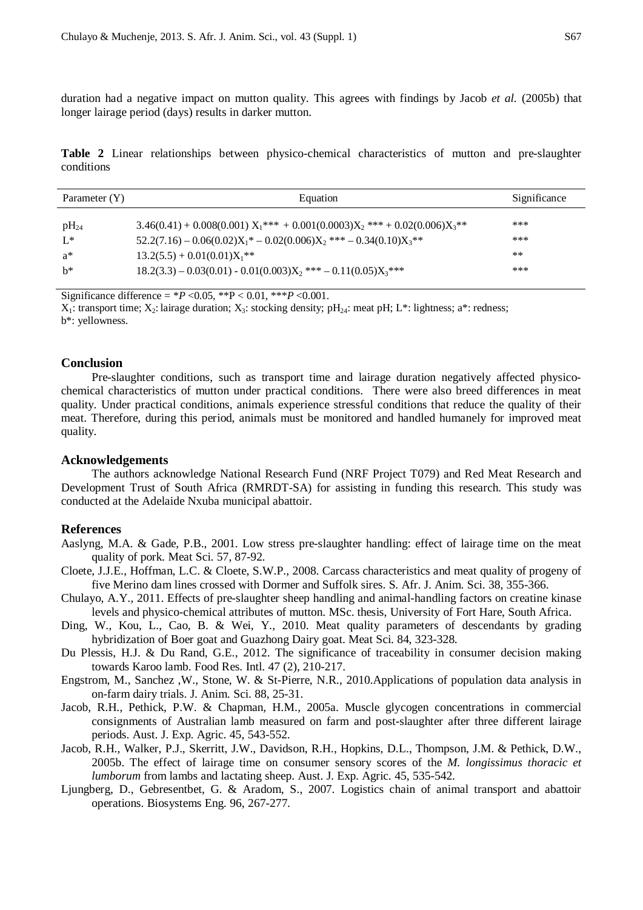duration had a negative impact on mutton quality. This agrees with findings by Jacob *et al.* (2005b) that longer lairage period (days) results in darker mutton.

**Table 2** Linear relationships between physico-chemical characteristics of mutton and pre-slaughter conditions

| Parameter (Y) | Equation | Significance |
|---|---|---|
| $pH_{24}$ | $3.46(0.41) + 0.008(0.001)\ X_1$*** $+ 0.001(0.0003)X_2$ *** $+ 0.02(0.006)X_3$** | *** |
| L* | $52.2(7.16) - 0.06(0.02)X_1$* $- 0.02(0.006)X_2$ *** $- 0.34(0.10)X_3$** | *** |
| a* | $13.2(5.5) + 0.01(0.01)X_1$** | ** |
| b* | $18.2(3.3) - 0.03(0.01) - 0.01(0.003)X_2$ *** $- 0.11(0.05)X_3$*** | *** |

Significance difference = *$P$ <0.05, **P < 0.01, ***$P$ <0.001.
$X_1$: transport time; $X_2$: lairage duration; $X_3$: stocking density; $pH_{24}$: meat pH; L*: lightness; a*: redness; b*: yellowness.

## Conclusion

Pre-slaughter conditions, such as transport time and lairage duration negatively affected physico-chemical characteristics of mutton under practical conditions. There were also breed differences in meat quality. Under practical conditions, animals experience stressful conditions that reduce the quality of their meat. Therefore, during this period, animals must be monitored and handled humanely for improved meat quality.

## Acknowledgements

The authors acknowledge National Research Fund (NRF Project T079) and Red Meat Research and Development Trust of South Africa (RMRDT-SA) for assisting in funding this research. This study was conducted at the Adelaide Nxuba municipal abattoir.

## References

Aaslyng, M.A. & Gade, P.B., 2001. Low stress pre-slaughter handling: effect of lairage time on the meat quality of pork. Meat Sci. 57, 87-92.

Cloete, J.J.E., Hoffman, L.C. & Cloete, S.W.P., 2008. Carcass characteristics and meat quality of progeny of five Merino dam lines crossed with Dormer and Suffolk sires. S. Afr. J. Anim. Sci. 38, 355-366.

Chulayo, A.Y., 2011. Effects of pre-slaughter sheep handling and animal-handling factors on creatine kinase levels and physico-chemical attributes of mutton. MSc. thesis, University of Fort Hare, South Africa.

Ding, W., Kou, L., Cao, B. & Wei, Y., 2010. Meat quality parameters of descendants by grading hybridization of Boer goat and Guazhong Dairy goat. Meat Sci. 84, 323-328.

Du Plessis, H.J. & Du Rand, G.E., 2012. The significance of traceability in consumer decision making towards Karoo lamb. Food Res. Intl. 47 (2), 210-217.

Engstrom, M., Sanchez ,W., Stone, W. & St-Pierre, N.R., 2010.Applications of population data analysis in on-farm dairy trials. J. Anim. Sci. 88, 25-31.

Jacob, R.H., Pethick, P.W. & Chapman, H.M., 2005a. Muscle glycogen concentrations in commercial consignments of Australian lamb measured on farm and post-slaughter after three different lairage periods. Aust. J. Exp. Agric. 45, 543-552.

Jacob, R.H., Walker, P.J., Skerritt, J.W., Davidson, R.H., Hopkins, D.L., Thompson, J.M. & Pethick, D.W., 2005b. The effect of lairage time on consumer sensory scores of the *M. longissimus thoracic et lumborum* from lambs and lactating sheep. Aust. J. Exp. Agric. 45, 535-542.

Ljungberg, D., Gebresentbet, G. & Aradom, S., 2007. Logistics chain of animal transport and abattoir operations. Biosystems Eng. 96, 267-277.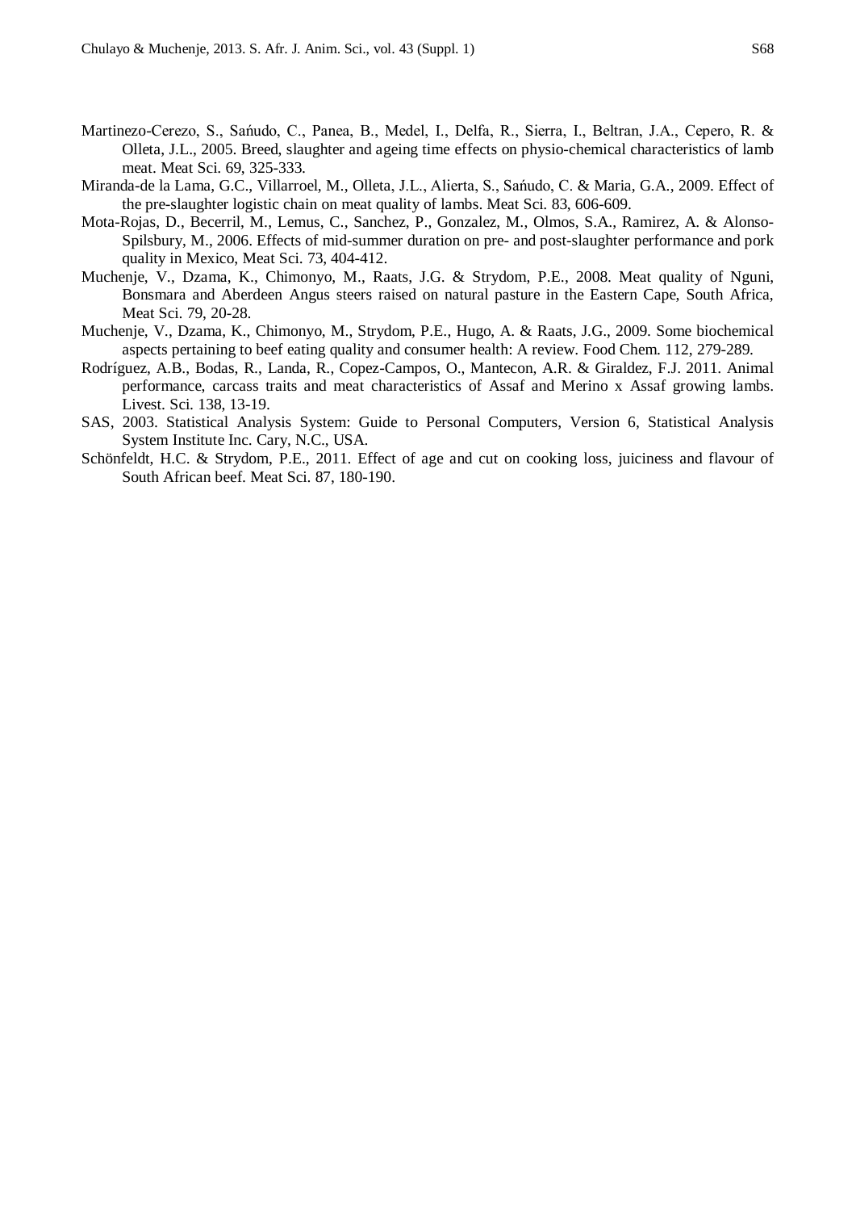Martinezo-Cerezo, S., Sańudo, C., Panea, B., Medel, I., Delfa, R., Sierra, I., Beltran, J.A., Cepero, R. & Olleta, J.L., 2005. Breed, slaughter and ageing time effects on physio-chemical characteristics of lamb meat. Meat Sci. 69, 325-333.

Miranda-de la Lama, G.C., Villarroel, M., Olleta, J.L., Alierta, S., Sańudo, C. & Maria, G.A., 2009. Effect of the pre-slaughter logistic chain on meat quality of lambs. Meat Sci. 83, 606-609.

Mota-Rojas, D., Becerril, M., Lemus, C., Sanchez, P., Gonzalez, M., Olmos, S.A., Ramirez, A. & Alonso-Spilsbury, M., 2006. Effects of mid-summer duration on pre- and post-slaughter performance and pork quality in Mexico, Meat Sci. 73, 404-412.

Muchenje, V., Dzama, K., Chimonyo, M., Raats, J.G. & Strydom, P.E., 2008. Meat quality of Nguni, Bonsmara and Aberdeen Angus steers raised on natural pasture in the Eastern Cape, South Africa, Meat Sci. 79, 20-28.

Muchenje, V., Dzama, K., Chimonyo, M., Strydom, P.E., Hugo, A. & Raats, J.G., 2009. Some biochemical aspects pertaining to beef eating quality and consumer health: A review. Food Chem. 112, 279-289.

Rodríguez, A.B., Bodas, R., Landa, R., Copez-Campos, O., Mantecon, A.R. & Giraldez, F.J. 2011. Animal performance, carcass traits and meat characteristics of Assaf and Merino x Assaf growing lambs. Livest. Sci. 138, 13-19.

SAS, 2003. Statistical Analysis System: Guide to Personal Computers, Version 6, Statistical Analysis System Institute Inc. Cary, N.C., USA.

Schönfeldt, H.C. & Strydom, P.E., 2011. Effect of age and cut on cooking loss, juiciness and flavour of South African beef. Meat Sci. 87, 180-190.